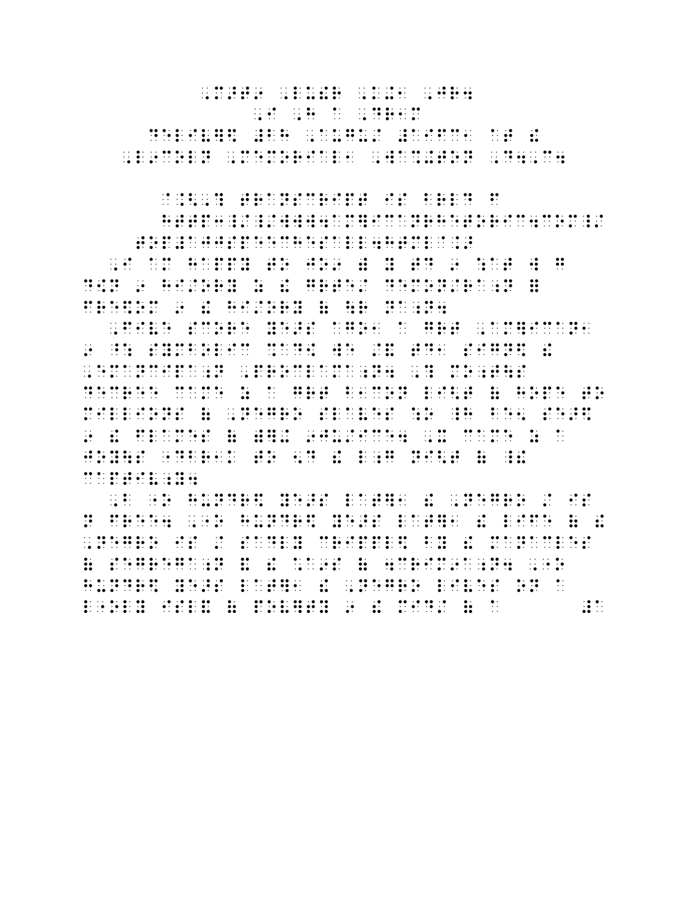1881 - 1891 - 1892 - 1893 - 1894 - 1894 - 1895 - 1896 - 1897 - 1898 - 1899 - 1899 - 1899 - 1899 - 1899 - 1899<br>1891 - 1894 - 1894 - 1895 - 1899 - 1899 - 1899 - 1899 - 1899 - 1899 - 1899 - 1899 - 1899 - 1899 - 1899 - 1899<br>18 

in no composito de de de de de la de la nova en el seguente de la de la de la nova en el de de la composito de<br>2008 : la composito de la de de la de la de la de la de la de la de la de la de la de la de la de la de la de<br> 

in in 1980 de la 1980 de de de 1980 de de 1980 de la 1980 de la 1980 de la 1980 de la 1980 de de de la 1980 de<br>1980 : la 1980 de la 1980 de de de la 1980 de 1980 de la 1980 de la 1980 de la 1980 de la 1980 de la 1980.<br>1981 ica il composito de de de la composito de la característica de de la característica de de de de la compositor<br>1961 - de la de la característica de de de la característica estadounidense de la característica de la caracte<br>1 

1941 - 1941 - 1942 - 1943 - 1944 - 1944 - 1944 - 1945 - 1946 - 1946 - 1946 - 1946 - 1946 - 1946 - 1946 - 1946<br>1941 - 1946 - 1946 - 1946 - 1946 - 1946 - 1946 - 1946 - 1946 - 1946 - 1946 - 1946 - 1946 - 1946 - 1946 - 1946<br>19  $\mathbb{R}$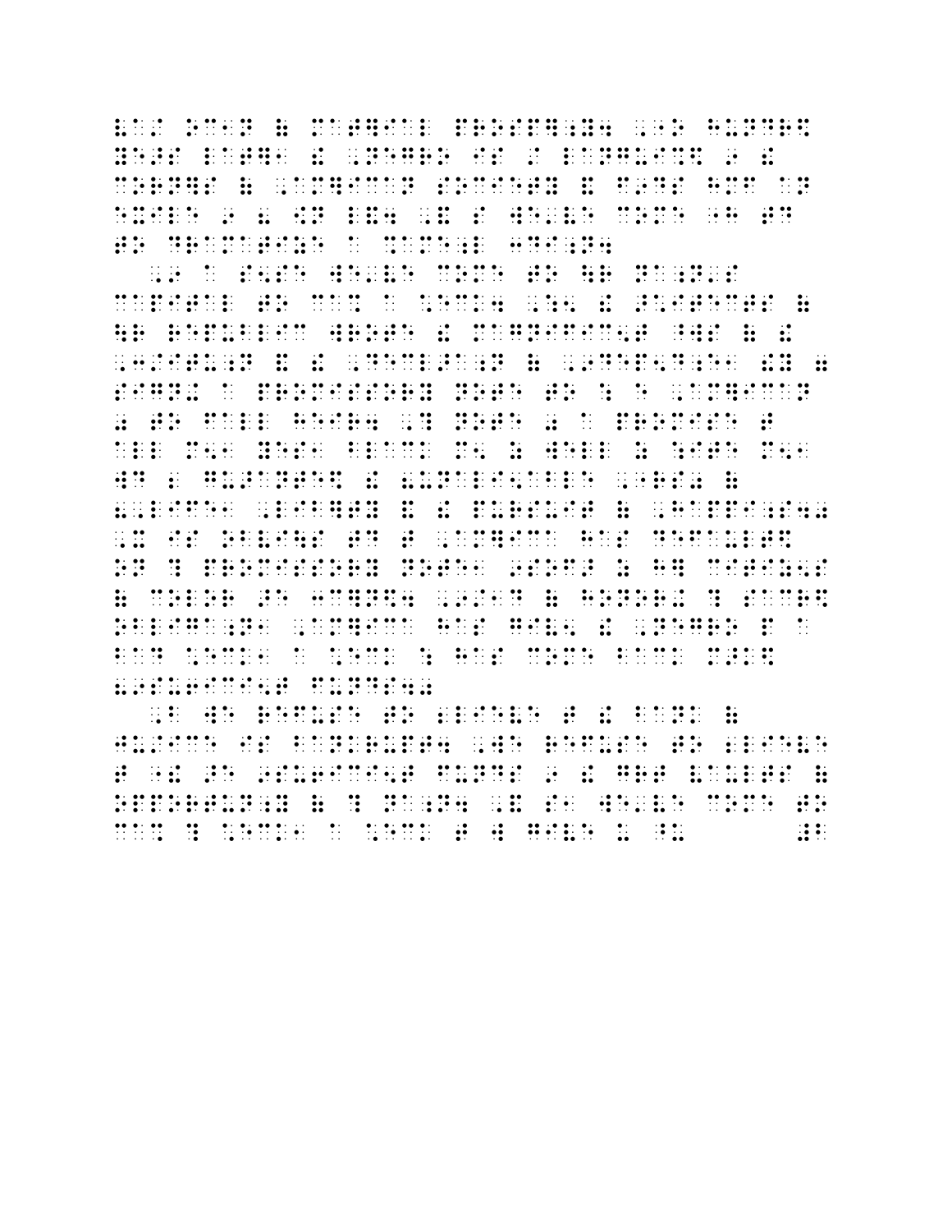1881 - 1882 - 1893 - 1894 - 1995 - 1996 - 1996 - 1996 - 1996 - 1996 - 1997 - 1998 - 1998 - 1998 - 1999 - 1999<br>1996 - 1996 - 1996 - 1996 - 1996 - 1996 - 1996 - 1996 - 1997 - 1998 - 1999 - 1999 - 1999 - 1999 - 1999 - 1999<br>19 . 1966 - 1976 - 1986 - 1987 - 1988 - 1988 - 1988 - 1988 - 1988 - 1988 - 1988 - 1988 - 1988 - 1988 - 1988 - 198<br>1989 - 1989 - 1989 - 1989 - 1989 - 1989 - 1989 - 1989 - 1989 - 1989 - 1989 - 1989 - 1989 - 1989 - 1989 - 1989<br>1  $\mathbf{r}$  $\ddot{\ddot{\mathbf{z}}}$ 

in en 1986 de la companya de la companya de la companya de la companya de la companya de la companya de la com<br>1991 de la companya de la companya de la companya de la provincia de la companya de la companya de la provinc<br>1 in de la carte de la certa de la carte de la carte de la carte de la carte de la carte de la carte de la carte<br>1991 - La carte de la carte de la carte de la carte de la carte de la carte de la carte de la carte de la car<br>1 ian an illan an ao amam-dhina ao illna amam-dhacht ina illaa ao ao ao na ao no ao nin amam-dhina na kilin na b<br>Tao ao illaa ao nin an amam-dhina illaa ao ao ao ao ao nin ao ao ao amam-dhina amam-dhachta illaa ao illaa il<br>T  $\frac{1}{2}$  ,  $\frac{1}{2}$  ,  $\frac{1}{2}$  ,  $\frac{1}{2}$  ,  $\frac{1}{2}$  ,  $\frac{1}{2}$  ,  $\frac{1}{2}$  ,  $\frac{1}{2}$  ,  $\frac{1}{2}$  ,  $\frac{1}{2}$  ,  $\frac{1}{2}$  ,  $\frac{1}{2}$  ,  $\frac{1}{2}$  ,  $\frac{1}{2}$  ,  $\frac{1}{2}$  ,  $\frac{1}{2}$  ,  $\frac{1}{2}$  ,  $\frac{1}{2}$  ,  $\frac{1$ **MARINE MARINE**  $\ddot{\mathbf{r}}$ here her د که در این که در که در این در این که در این که در این که در که در این در این که در این که در این که در این که<br>که در این که در این که در این که در این که در این که در این که در این که در این که در این که در این که در این  $\frac{1}{2}$ . تو د د کورنو او د کورنو کورنو کورنو د د د کورنو کورنو کورنو کورنو کورنو کورنو کورنو کورنو کورنو کورنو کورنو ک<br>انگرام کورنو کورنو کورنو کورنو کورنو کورنو کورنو کورنو کورنو کورنو کورنو کورنو کورنو کورنو کورنو کورنو کورنو ian da condita de la carra de la carra de la carra de la carra de la carra de la carra de la carra de la carra<br>1940 - La carra de la carra de la carra de la carra de la carra de la carra de la carra de la carra de la car<br>1  $\frac{1}{2}$ . 1989 - 1989 - 1989 - 1989 - 1989 - 1989 - 1989 - 1989 - 1989 - 1989 - 1989 - 1989 - 1989 - 1989 - 1989 - 198<br>1989 - 1989 - 1989 - 1989 - 1989 - 1989 - 1989 - 1989 - 1989 - 1989 - 1989 - 1989 - 1989 - 1989 - 1989 - 1989<br>1 ide de de edida el el doler i les de doled dolde. Il de de edil doled de el les illes de de dolde de li dol i<br>1988 : de dolga el ediga de l'el el dolde el el el doles de l'adiode de la les el estado dolde de l'al l'el e<br>19 

i de la provincia de la proposició de la cerda de la de la proposició de la cerda de la proposició de la provi<br>1991 - La partició de la provincia de la partició de la provincia de la provincia de la provincia de la provi<br>1  $\ddot{\cdot}$ 1988 - 1991 - 1992 - 1993 - 1994 - 1995 - 1996 - 1996 - 1997 - 1998 - 1998 - 1998 - 1999 - 1999 - 1999 - 1999<br>1999 - 1999 - 1999 - 1999 - 1999 - 1999 - 1999 - 1999 - 1999 - 1999 - 1999 - 1999 - 1999 - 1999 - 1999 - 1999<br>19 1980 - 1980 Bennett, Maria 1980 - 1980 - 1980 Bennett, Maria 1980 Bennett, Maria 1980 Bennett, Maria 1980 Benn<br>1980 - 1980 - 1980 Barbara, Maria 1980 - 1980 Barbara, Maria 1980 Bennett, Maria 1980 Barbara, Maria 1980 Bar<br>1  $\mathbb{R}$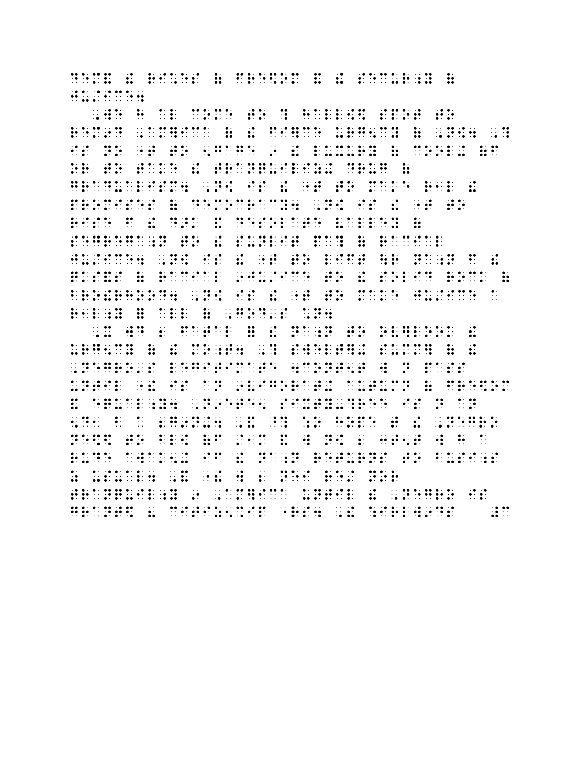**HIMMOND** 

in en 1970 - De la Bergera de Bergera de Bergera de la Bergera de La Bara (1980) en 1980 en 1980 - en 1980 -<br>1991 - La Bergera de Bergera de La Bergera de La Bergera (1980) en 1980 - La Bergera de Bergera de Bergera de<br>199 ias as daissida instrumenta salad del 1963, se il da salad da del 1965 de segunda de la cesta da salas instrua<br>1960 de segunda de segunda de segunda de la casa de la celebra de la da de 1960 de 1970 de segunda de la segun<br> **REAL PROPERTY** i de la provincia de la provincia de la provincia de la provincia de la provincia de la provincia de la provin<br>1980 - La provincia de la provincia de la provincia de la provincia de la provincia de la provincia de la pro<br>1 1981 - 1982 - 1983 - 1984 - 1985 - 1986 - 1986 - 1986 - 1987 - 1988 - 1988 - 1988 - 1988 - 1988 - 1988 - 1988<br>1988 - 1988 - 1989 - 1988 - 1988 - 1989 - 1989 - 1989 - 1989 - 1989 - 1989 - 1989 - 1989 - 1989 - 1989 - 1989<br>19 i de la diversión de la característica de la característica de la característica de la característica de la ca<br>1999: De la característica de la característica de la característica de la característica de la característic<br>1  $\ddot{\cdot}$  $\frac{1}{2}$ . 1988 - 1988 - 1988 - 1988 - 1988 - 1988 - 1988 - 1988 - 1988 - 1988 - 1988 - 1988 - 1988 - 1988 - 1988 - 198<br>1989 - 1988 - 1988 - 1988 - 1988 - 1988 - 1988 - 1988 - 1988 - 1988 - 1988 - 1988 - 1988 - 1988 - 1988 - 1988<br>1

in de linguae in 1998 de la dinastia de lingua de de lingua de lingua de la dinastia de la dinastia de lingua<br>1999 - La dinastia de lingua de la dinastia de lingua de la dinastia de la dinastia de la dinastia de la dina<br>19 i de de el de de li de li de li de de estas livres de li de de de de en edition de li de de de de li de li de<br>1991 de de ser li de li de li de ser de de li de li de de ser de de li de ser estas de li de li de li de li d<br>19 . De la calificación de la califación de la califación de la califación de la califación de la calificación de<br>1991 - La calificación de la calificación de la califación de la calificación de la califación de la califica<br>1 de el estas conservación de el estas como el estas de como de como estas como el el estas el estas el estas el<br>1980: El estas como el estas el estas de el estas el estas el estas el estas el estas el estas el estas el el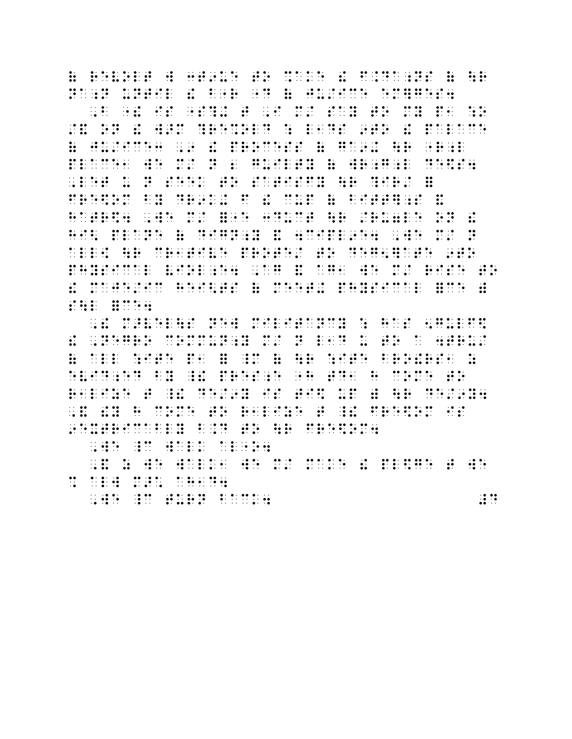( REVOLT WE SAKE IN THE REVOLT WE SAKE IN THE REVOLT WE ARRAIGNED TO A SUBSTITUTE OF A SUBSTITUTE OF A SUBSTIT<br>The Contract We say as a substitute of the Contract Contract we have the Contract West Contract Contract Contr<br> NA; DE DE LA SUR DE LA SUR DE LA SUR DE LA SUR DE LA SUR DE LA SUR DE LA SUR DE LA SUR DE LA SUR DE LA SUR DE<br>1961 : La Sur de La Sur de La Sur de La Sur De La Sur De La Sur De La Sur De La Sur De La Sur De La Sur De La<br>19 ,B "! IS "S?+ T ,I M/ SAY TO MY P1 :O /& ON ! W>M ?RE%OLD : L1DS 9TO ! PALACE ( JU/ICE3 ,9 ! PROCESS ( GA9+ \R "R;L PLACE1 WE M/ N 2 GUILTY ( WR;G;L DE\$S4 ,LET U N SEEK TO SATISFY \R ?IR/ = FRE\$OM BY DR9K+ F ! CUP ( BITT];S &  $\frac{4}{30}$  ,  $\frac{4}{30}$  ,  $\frac{4}{30}$  ,  $\frac{4}{30}$  ,  $\frac{4}{30}$  ,  $\frac{4}{30}$  ,  $\frac{4}{30}$  ,  $\frac{4}{30}$  ,  $\frac{4}{30}$  ,  $\frac{4}{30}$  ,  $\frac{4}{30}$  ,  $\frac{4}{30}$  ,  $\frac{4}{30}$  ,  $\frac{4}{30}$  ,  $\frac{4}{30}$  ,  $\frac{4}{30}$  ,  $\frac{4}{30}$  , HISTORICAL COMPONENT DE LOS DO PORTO DO LA DO LA DO PORTO DE LA SURFACIONAL DE LOS DO PORTO DO PORTO DO PORTO<br>HISTORICAL DE DE LA PORTO DO PORTO DO PORTO DO LA DO LA DO PORTO DE LO PORTO DE LA DO LA PORTO DE LA PRODUCCI<br>HI  $\overline{\phantom{a}}$  ,  $\overline{\phantom{a}}$  ,  $\overline{\phantom{a}}$  ,  $\overline{\phantom{a}}$  ,  $\overline{\phantom{a}}$  ,  $\overline{\phantom{a}}$  ,  $\overline{\phantom{a}}$  ,  $\overline{\phantom{a}}$  ,  $\overline{\phantom{a}}$  ,  $\overline{\phantom{a}}$  ,  $\overline{\phantom{a}}$  ,  $\overline{\phantom{a}}$  ,  $\overline{\phantom{a}}$  ,  $\overline{\phantom{a}}$  ,  $\overline{\phantom{a}}$  ,  $\overline{\phantom{a}}$ PHYSICAL VIOLENCE AND AN INTERNATIONAL AND ALL COMPANY AND AGENCY IN A SAME AND A SAME AND A SAME AND A SAME A<br>Physical Violence and a same and agency in a same and agency in a same and a same and a same and a same and a<br>P ! MAJE/IC HEI<TS ( MEET+ PHYSICAL =CE ) S\L =CE4

 ,! M>VEL\S NEW MILITANCY : HAS 5GULF\$ ! ,NEGRO COMMUN;Y M/ N L1D U TO A 4TRU/ ( ALL : ISLAM : ISLAM : ISLAM : ISLAM : ISLAM : ISLAM : ISLAM : ISLAM : ISLAM : ISLAM : ISLAM : ISLAM : ISLAM <br>1990 : ISLAM : ISLAM : ISLAM : ISLAM : ISLAM : ISLAM : ISLAM : ISLAM : ISLAM : ISLAM : ISLAM : ISLAM : ISLAM :<br> EVID;ED BY \_! PRES;E "H TD1 H COME TO R1LIZE TO DE REGIONE DE LA 1999 DE REGIONE DE LA 1999 DE LA 1999 DE LA 1999 DE LA 1999 DE LA 1999 DE LA 1999 D<br>Regione de la 1999 de la 1999 de la 1999 de la 1999 de la 1999 de la 1999 de la 1999 de la 1994 de la 1999 de<br>R , LA COME TO RESIDENCE DE LA COME TO DE LA COME TO DE LA CARDA DE CARDA DE LA CARDA DE LA CARDA DE LA CARDA DE<br>1994 - La Carda Islam Islam Islam Islam Islam Islam de La Carda Islam Islam Islam Islam Islam Islam Islam Isl<br>1 9EXTRICABLY B.D TO \R FRE\$OM4

, we have a set of the set of the set of the set of the set of the set of the set of the set of the set of the<br>All of the set of the set of the set of the set of the set of the set of the set of the set of the set of the<br>

,  $\frac{1}{2}$  ,  $\frac{1}{2}$  ,  $\frac{1}{2}$  ,  $\frac{1}{2}$  ,  $\frac{1}{2}$  ,  $\frac{1}{2}$  ,  $\frac{1}{2}$  ,  $\frac{1}{2}$  ,  $\frac{1}{2}$  ,  $\frac{1}{2}$  ,  $\frac{1}{2}$  ,  $\frac{1}{2}$  ,  $\frac{1}{2}$  ,  $\frac{1}{2}$  ,  $\frac{1}{2}$  ,  $\frac{1}{2}$  ,  $\frac{1}{2}$  ,  $\frac{1}{2}$  ,  $\frac$ % ALW MORTH AND ALW MORTH AND ALW MORTH AND ALW MORTH AND ALW MORTH AND ALW MORTH AND ALW MORTH AND ALW MORTH <br>AHDALD AHND4 AHDALD AND ALW MORTH AND ALW MORTH AND ALW MORTH AND ALW MORTH AND ALW MORTH AND ALW MORTH AND A<br>A

, we have a set of the set of the set of the set of the set of the set of the set of the set of the set of the<br>The set of the set of the set of the set of the set of the set of the set of the set of the set of the set of<br>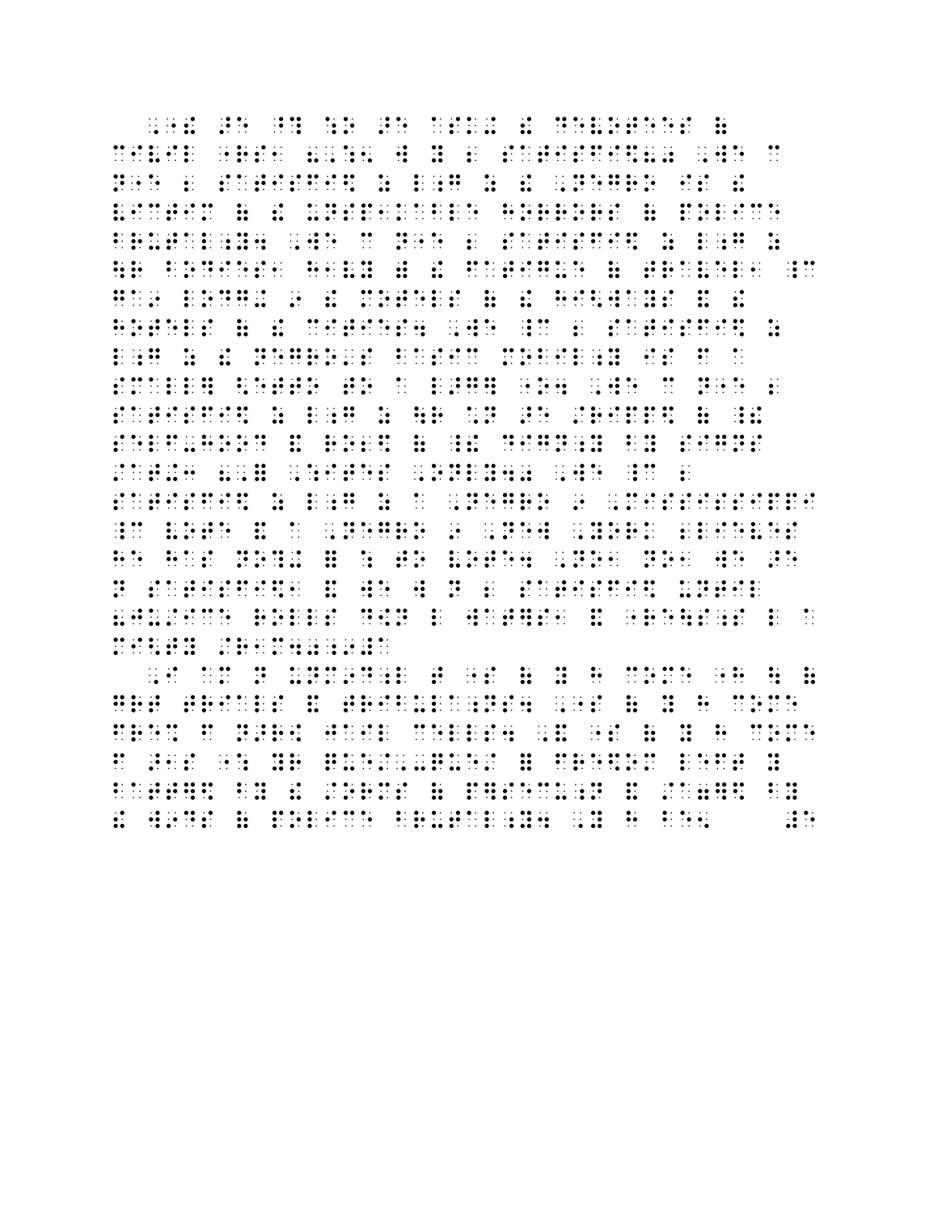in nomina de la campa de la campa de la campa de la campa de la campa de la campa de la campa de la campa de<br>1991 - La campa de la campa de la campa de la campa de la campa de la campa de la campa de la campa de la cam<br>199 1881 - Die Großen der Karten der Steinen der Karten des Steinen und der Karten der Karten der Karten der Karte<br>1991 - Die Großen der Steinen der Steinen des Steinen der Steinen der Karten der Steinen der Karten der Karte<br>1 . 1986 - 1986 - 1986 - 1986 - 1986 - 1986 - 1986 - 1986 - 1987 - 1988 - 1989 - 1989 - 1989 - 1989 - 1980 - 198<br>1986 - 1986 - 1986 - 1986 - 1986 - 1986 - 1987 - 1986 - 1987 - 1988 - 1986 - 1986 - 1986 - 1986 - 1986 - 1986<br>1 i de la digita de 1950 - la ciudad de 1950 de la digita de 1950 de 1950 de 1950 de 1950 de 1950.<br>1950 de la digita de 1960 - la digita de 1950 de 1950 de 1950 de 1960 de 1960 de 1960 de 1960.<br>1960 de la digita de 1960 - 19 **PERIODICAL PROPERTY** <u> a ban a</u> de de la de de la de edición en el de de la cada de la dadira en de de la cada de la de de de de la cada de de<br>1990 de la cada de la de la la de de la cada de la de la de de la cada de la de de la de la de la cada de la<br>19 i de de en de en 1950, de 1950 de 1950 en 2050 de en 1950 en 1960 de 1960 de 1960 en 1960 en 2060 de 2060 en 2<br>1960 en de en de de 1960 de 1960 en 2060 de de de de 1960 en 2060 en 2060 en 2060 de 2060 de de de de de 1960<br>1  $\ddot{\cdot}$ i de les doncs les comparaisons de de les de la comparaison de la comparaison de la comparaison de la comparai<br>1970 : les de la comparaisons de la comparaison de la comparaison de les politiques de la comparaison de la co<br>  $\cdot$ 1980 - 1981 - 1982 - 1982 - 1983 - 1983 - 1983 - 1983 - 1983 - 1983 - 1983 - 1983 - 1983 - 1983 - 1983 - 1980<br>1991 - 1982 - 1983 - 1992 - 1993 - 1993 - 1994 - 1995 - 1994 - 1994 - 1995 - 1996 - 1996 - 1996 - 1996 - 1996<br>19  $\ddot{\cdot}$ ה הוא מספר מה מה מה מה מה מספר ההוויים היה מספר ממודדה והמודדה המודדה מה היה מה המספר מספר מספר מה מה מה מה המ<br>המספר המספר מה מה המספר המספר המספר המספר המספר המה המודדה היה היה היה המספר המספר המספר המספר המספר המספר המס ian any tanàna mandritry ny taona 2008–2014. Ilay kaominina dia kaominina mpikambana amin'ny fivondronan-kaomi<br>Ny INSEE dia mampiasa ny kaodim-paositra 2008–2014. Ilay kaominina dia kaominina mpikambana amin'ny fivondrona<br> 1980 – In die stelling de selde sy it 1980 – In die 1980 – In Italie sy stelling van die 1980 van die selde sy<br>1980 – In die Sander die Sander van die 1980 van die 1980 – In Italie van die 1980 van die sy sy die die die<br>19 in na dina na dalam ilian an anchina. Ilaa na dalil an ilina an na dalini iliadil ni an an an na nin na ilian<br>Ilan an ni na ni ni la na dina ni an ni ni ni ni ni la an an an an an ni na adalia an an an an ilian ilini ni<br>Il 

in no composito de la de de de la de nom en la de la nom de la de la de la de la de de de de la nom de la de<br>La de la de la de la de la de la de la de la de la de la de la de la de la de la de la de la de la de de la<br>La d  $\ddot{u}$   $\ddot{u}$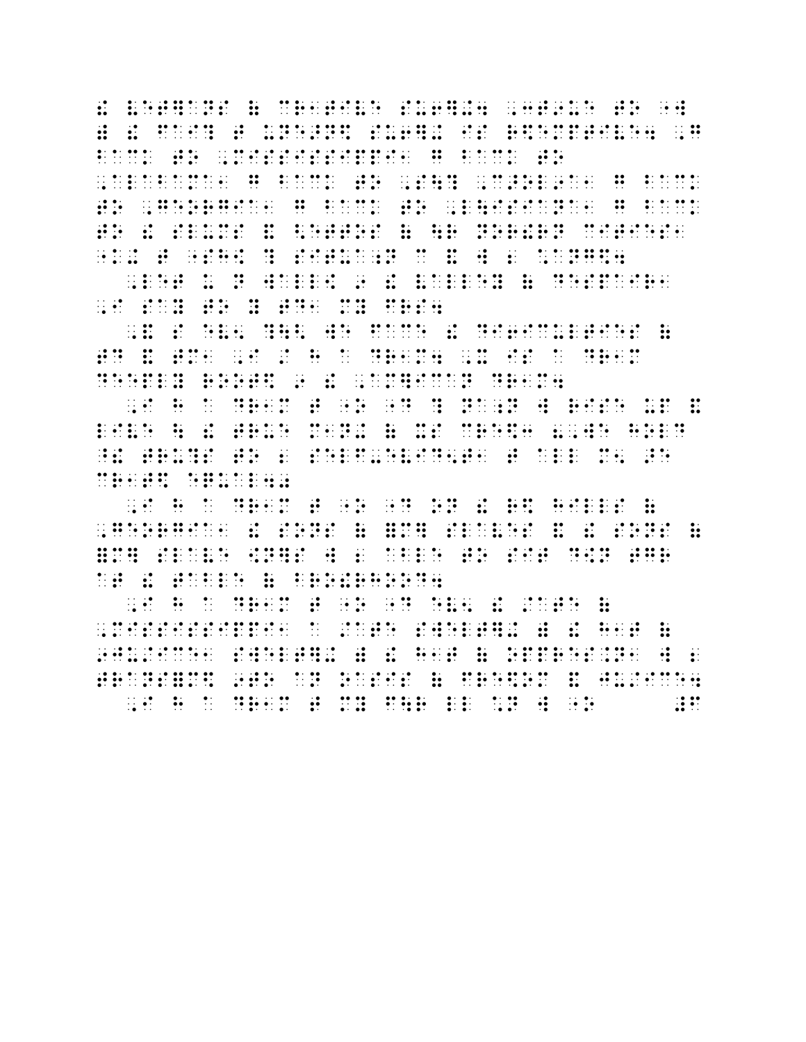! VET]ANS ( CR1TIVE SU6]+4 ,3T9UE TO "W ) : The state of the state of the series of the state of the state of the series of the state of the state of<br>The state of the state of the state of the state of the state of the state of the state of the state of the st<br>T BACK TO , DO BACK TO , DO LO HOLLO LO LO LO BO DO LO LO LO LO LO LO BACK TO , LO BACK TO , LO BACK TO , LO BAC<br>BACK TO , LO BO LO LO LO LO LO BACK DA BACK TO , LO BACK TO , LO BACK TO , LO BACK TO , LO BACK TO , LO BACK<br>LO ,ALABAMAN DI DI DI DI DI LABAMAN DI DI DI DI DI LABAMAN ALABAMAN ALABAH DI LABAMAN ANG KALI DI DI DI DI DI DI<br>ALABAMAN DI DI LABAMAN DI LABAMAN DI LABAMAN SEDANG SA SEDA DI DI LABAMAN DI DI DI LABAMAN DI SEDANG SA ALABA<br>AL TO ALL THE ORIGINAL ORIGINAL CONTRACT CONTRACT CONTRACT IN A SERVICE OF A CONTRACT CONTRACT CONTRACT CONTRACT<br>And the service of a back to detect the service of a service of a service of a service of a service of a service TO BE THE RESERVED OF THE RESERVED OF THE RESERVED OF THE RESERVED OF THE RESERVED OF TO SERVE A STRUCTURE OF<br>TO SLUMS AND RESERVED ON THE RESERVED OF THE RESERVED OF THE RESERVED OF THE RESERVED OF THE RESERVED OF THE R<br>T  $\mathcal{R}_1$  , and the state state of the state state state state state state state state state state state state state state state state state state state state state state state state state state state state state state st , LET UN DE L'UNE DE L'EST DE L'EST DE L'EST DE L'UNE DE SERVIE DE L'UNE DE L'ORD DE L'ORD DE L'ORD DE L'ORD D<br>L'EST DE L'ORD DE L'EST DE L'ORD DE L'ORD DE L'ORD DE L'ORD DE L'ORD DE L'ORD DE L'ORD DE L'ORD DE L'ORD DE L<br>L , I SAY TO YOUR CONSULTING TO A REPORT OF A SAY TO A REPORT OF A SAY TO A REPORT OF A SAY TO A REPORT OF A SAY<br>TO YOU HAVE CONSULTED TO A REPORT OF A SAY TO A REPORT OF A SAY TO A REPORT OF A SAY TO A REPORT OF A SAY TO A

,  $\sim$  500  $\pm$  500  $\pm$  500  $\pm$  500  $\pm$  500  $\pm$  500  $\pm$  500  $\pm$  500  $\pm$  500  $\pm$  500  $\pm$  500  $\pm$  500  $\pm$  500  $\pm$  500  $\pm$  500  $\pm$  500  $\pm$  500  $\pm$  500  $\pm$  500  $\pm$  500  $\pm$  500  $\pm$  500  $\pm$  500  $\pm$  500  $\pm$  $T$  , and the two distributions of the two distributions of the two distributions  $T$  , and  $T$  , and  $T$  , and  $T$  , and  $T$  , and  $T$  , and  $T$  , and  $T$  , and  $T$  , and  $T$  , and  $T$  , and  $T$  , and  $T$  , and  $T$  , and DEEPLY ROOT\$ 9 ! ,AM]ICAN DR1M4

, I H A DR1M THE RESEARCH DE CAR DISPOSITION DE LA PRODUCTION DE LA PRODUCTION DE LA PRODUCTION DE LA PRODUCTI<br>In 1972, a la production de la production de la production de la production de la production de la production<br>I LIGHT AN AIR AN 1999 - AN AIR AN 1999 - AN 1999 - AN 1999 - AN AIR AN AIR AN 1999 - AN AIR AN AIR AN AN AN AN<br>Light an indicate and the an air and the sense of the sense of the sense and the sense and the sense and the<br>Lig ^ 2 SELF-EVIDEO DE LA SELF-EL DE LA SELF-EL DE LA SELF-EL DE LA SELF-EL DE LA SELF-EL DE LA SELF-EL DE LA SELF<br>Self-El de self-el de la self-el de la self-el de la self-el de self-el de la self-el de la self-el de la sel<br>S CR1T (1989) 1999 - 1999 - 1999 - 1999 - 1999 - 1999 - 1999 - 1999 - 1999 - 1999 - 1999 - 1999 - 1999 - 1999 -<br>California California California California California<br>California California California California California

, I H A DR1M THR. THE RELEASE OF THE RIGHT COMPANY OF THE RELEASE OF THE RIGHT CONTINUES.<br>In the state of the state of the state of the state of the state of the state of the state of the state of th<br>In the state of the st , SONS ( = COLORADO ) ( = COLORADO ) ( = CONSIDERATION ) ( = COLORADO ) ( = COLORADO ) ( = COLORADO ) ( = COLO<br>( = COLORADO ) ( = COLORADO ) ( = COLORADO ) ( = COLORADO ) ( = COLORADO ) ( = COLORADO ) ( = COLORADO ) ( = C<br> =MONDO CON EN EL EN EL EN 1980 DE LES INDIANAS DE L'ANGER DE L'ANGER DE L'ANGER DE L'ANGER DE L'ANGER DE L'ANG<br>1980 - MONDO DE L'ANGER DE L'ANGER DE L'ANGER DE L'ANGER DE L'ANGER DE L'ANGER DE L'ANGER DE L'ANGER DE L'ANG<br>1 AT ! TABLE ( BRO!RHOOD4

, I H A DR1M THE RESERVED ON THE RIGHTS OF THE RESERVED ON THE RESERVED ON THE RIGHT OF THE RESERVED ON THE RI<br>In the rights and the rights of the rights of the rights of the rights of the rights of the rights of the rig<br>I ,MISSISSIPPI1 A /ATE SWELT]+ ) ! H1T ( 9JU/ICEN (1999) (1999) (1999) (1999) (1999) (1999) (1999) (1999) (1999) (1999) (1999) (1999) (1999) (1999) (19<br>1999) (1999) (1999) (1999) (1999) (1999) (1999) (1999) (1999) (1999) (1999) (1999) (1999) (1999) (1999) (1999<br>1 TRANS=MOTOR PRODUCT TO THE RANS CONTROL OF A STRAIGHT AND THE RANS CONTROL OF THE PRODUCT OF A STRAIGHT AND RE<br>AN OAST AN OAS AN INSTITUTE TO AN OAST A THE THE TRAINING OF A BOOK AND A STRAIGHT AND THE TOOL AND A STRAIGH<br>A ,I H A DR1M T MY F\R LL \*N W "O #F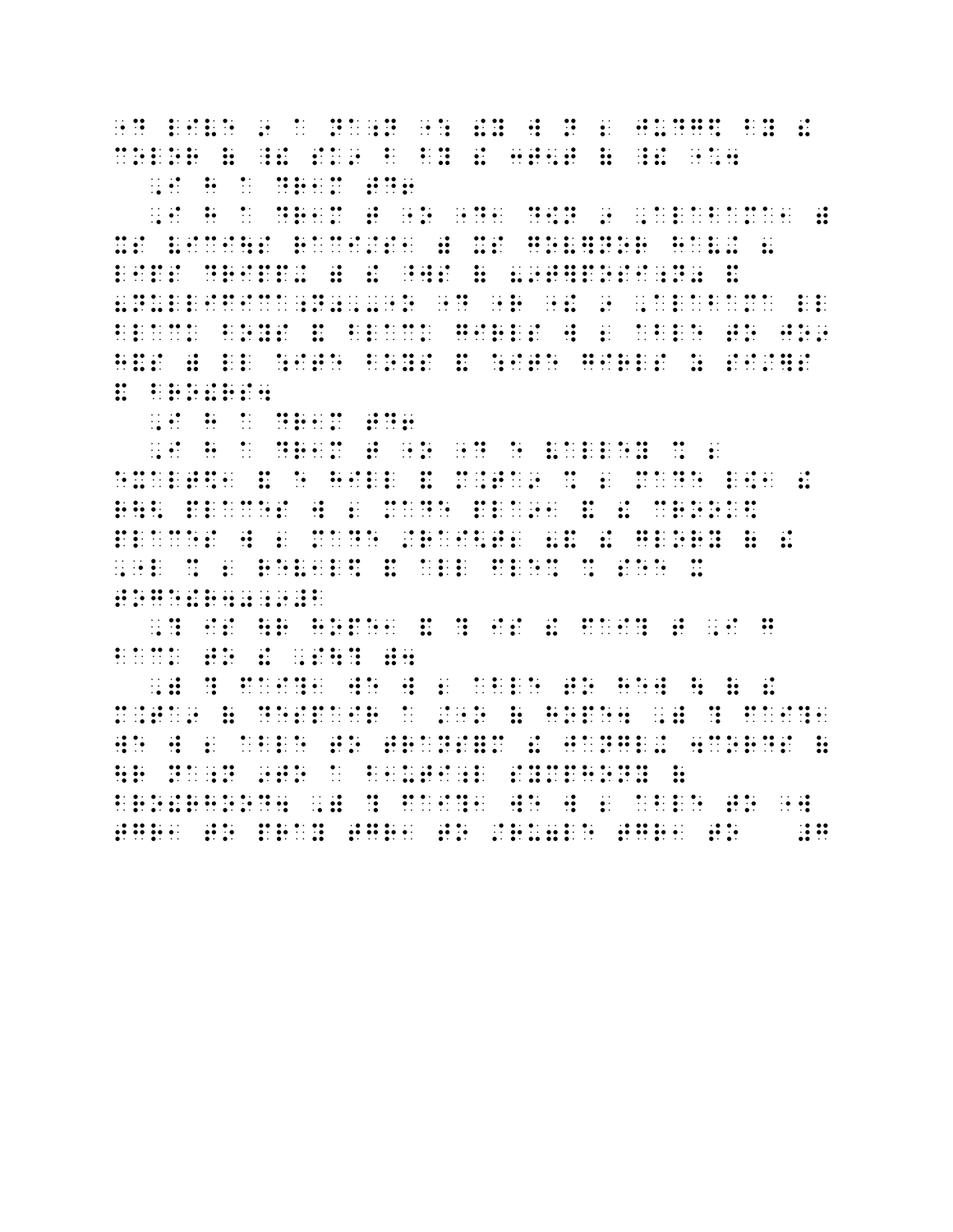"D LIVE 9 A NA;N NA;N ": "D LIVE" DO NA ANG PARTIT NA MARA NA ANG PARTIT NA ANG PANGANGANG ANG PANGangangan an<br>"The same of the same of the same of the same of the same of the same of the same of the same of the same of t<br> COLOR ( ) COLOR ( ) COLOR ( ) COLOR ( ) COLOR ( ) COLOR ( ) SERVICI ( ) COLOR ( ) COLOR ( ) COLOR ( ) COLOR (<br>Color ( ) Color ( ) Color ( ) Color ( ) Color ( ) Color ( ) Color ( ) Color ( ) Color ( ) Color ( ) Color ( )<br>Co , I H A DR1M TO A DR1M TO A DR1M TO A DR1M TO A DR1M TO A DR1M TO A DR1M TO A DR1M TO A DR1M TO A DR1M TO A DR<br>In the a Dr1M To A DR1M TO A DR1M TO A DR1M TO A DR1M TO A DR1M TO A DR1M TO A DR1M TO A DR1M TO A DR1M TO A D<br>

, I H A DR1M THE SERVE OF THE STATE OF THE STATE OF THE STATE OF THE STATE OF THE STATE OF THE STATE OF THE ST<br>In 1972, In a state of the state of the state of the state of the state of the state of the state of the state<br> XS VICI - SV VICIDO VICIDO VICIDO I DIVIDI DE VICIDO VICIDO VICIDO DO SUR VICIDO DE VICIDO DO VICIDO VICIDO VI<br>SV SV - SV SV VICIDO DE VICIDO VICIDO DE SUR SUR VICIDO VICIDO VICIDO SE SUR VICIDO DE VICIDO DE VICIDO DE SU<br>S LIPS DRIPP - DRIRE (DRIRE DRIPP) - DRIPPH (DRIPPH - DRIPPH - DRIPPH - DRIPPH - DRIPPH - DRIPPH - DRIPPH - DRI<br>DRIPPH - DRIPPH - DRIPPH - DRIPPH - DRIPPH - DRIPPH - DRIPPH - DRIPPH - DRIPPH - DRIPPH - DRIPPH - DRIPPH - D<br>DR 8NULLIGE COMPANY DE DE LA COMPANY DE LA COMPANY DE LA COMPANY DE LA COMPANY DE LA COMPANY DE COMPANY DE LA COM<br>1996 - DE LA COMPANY DE LA COMPANY DE LA COMPANY DE LA COMPANY DE LA COMPANY DE LA COMPANYATION DE LA COMPANY<br>1 BLACK BOYS & BLACK BOYS & BLACK BLACK BOYS & BLACK BLACK BLACK IN THE BLACK BLACK IN THE LARGE IN THE LARGE TO<br>BLACK LARGE TO JOYS AND BLACK BLACK BLACK LARGE BOYS BOYS AND BLACK IN THE LARGE BLACK BOYS BLACK BOYS AND A<br>Th However, the state of the state of the state of the state of the state of the state of the state of the state o **8 BRO: 1989** 

,  $\mathbf{H}$  ,  $\mathbf{H}$  ,  $\mathbf{H}$  and  $\mathbf{H}$  are  $\mathbf{H}$  and  $\mathbf{H}$ 

, I H A DR1M T  $\sim$  0.000  $\pm$  0.000  $\pm$  0.000  $\pm$  0.000  $\pm$  0.000  $\pm$  0.000  $\pm$  0.000  $\pm$  0.000  $\pm$  0.000  $\pm$  0.000  $\pm$  0.000  $\pm$  0.000  $\pm$  0.000  $\pm$  0.000  $\pm$  0.000  $\pm$  0.000  $\pm$  0.000  $\pm$  0.000  $\pm$  0.0 EXALT DE LA COLORA DE LA CALTILLA DE LA CALTILLA DE LA CALTILLA DE LA CALTILLA DE LA CALTILLA DE LA CALTILLA<br>1990 - La Caltilla de la Caltilla de Made La Caltilla de La Caltilla de la Caltilla de La Caltilla de La Calti<br>19 RANDA DA MENDEL DE DANDA AD MANDA AND A LA PERSONA DE PRODUCTA DE LA PRODUCTA DE LA PRODUCTA DE PORTUGAL DE LA<br>1999 - PRODUCTA A LA PARTICIPA DE LA PRODUCTA DE LA PRODUCTA DE LA PRODUCTA DE LA PRODUCTA DE LA PRODUCTA DE<br>19 PRODUCED AS A COMPANY OF A COMPANY OF A COMPANY OF A COMPANY OF A COMPANY OF A COMPANY OF A COMPANY OF A COMPA<br>The second state of a company of a company of a company of a company of a company of a company of a company of<br> ,  $\mathcal{L}$  and  $\mathcal{L}$  are the set of the set of the set of the set of the set of the set of the set of the set of the set of the set of the set of the set of the set of the set of the set of the set of the set of the se TO 8: 80 8: 10 8: 11 11 11 11 12 13 8:<br>90 10 10 11 11 12 13 14 15 16 16 17 18 19 19<br>91 11 11 11 11 80 81 10 80 10 81 80 10

 ,? IS \R HOPE1 & ? IS ! FAI? T ,I G BACK TO ! ,S\? )4

 ,) ? FAI?1 WE W 2 ABLE TO HEW \ ( ! MA LA LA ALITERA DE LA ARABITAN DA ALITERA DE L'ESTRE L'ALITERA DE L'ALITERA DE L'ALITERA DA L'ALITERA LA ARA<br>1919 - L'ALITERA DE L'ALITERA DE L'ALITERA DE L'ALITERA DE L'ALITERA DE L'ALITERA DE L'ALITERA DE L'ALITERA D<br>19 WE WAS ARRESTED FOR THE WARRANT WAS ARRESTED FOR THE WARRANT OF THE SAME AND THE SAME ARRESTED FOR THE SAME AR<br>WE WANT TO TRANSPORT THE WARRANT WAS ARRESTED FOR THE WARRANT WAS ARRESTED FOR THE WARRANT WAS ARRESTED FOR TH<br> \R NA;N 9TO A B1UTI;L SYMPHONY ( BRO RELATION RESPONDENCE DE LA COMPONIACIÓN DE LA CORPONIACIÓN DE LA CORPONIACIÓN DE LA CORPONIACIÓN DE LA COR<br>1911 - Partico de la corponiación de la corponiación de la corponiación de la corponiación de la corponiación<br>1 THE REPORT TO PROPER THREE THREE TIME TO  $\mathcal{T}_1$  to  $\mathcal{T}_2$  the  $\mathcal{T}_3$  three  $\mathcal{T}_4$  three  $\mathcal{T}_5$  three  $\mathcal{T}_6$  three  $\mathcal{T}_7$  three  $\mathcal{T}_8$  three  $\mathcal{T}_9$  three  $\mathcal{T}_9$  three  $\mathcal{T}_9$  three  $\mathcal{T}_9$  three  $\mathcal{T$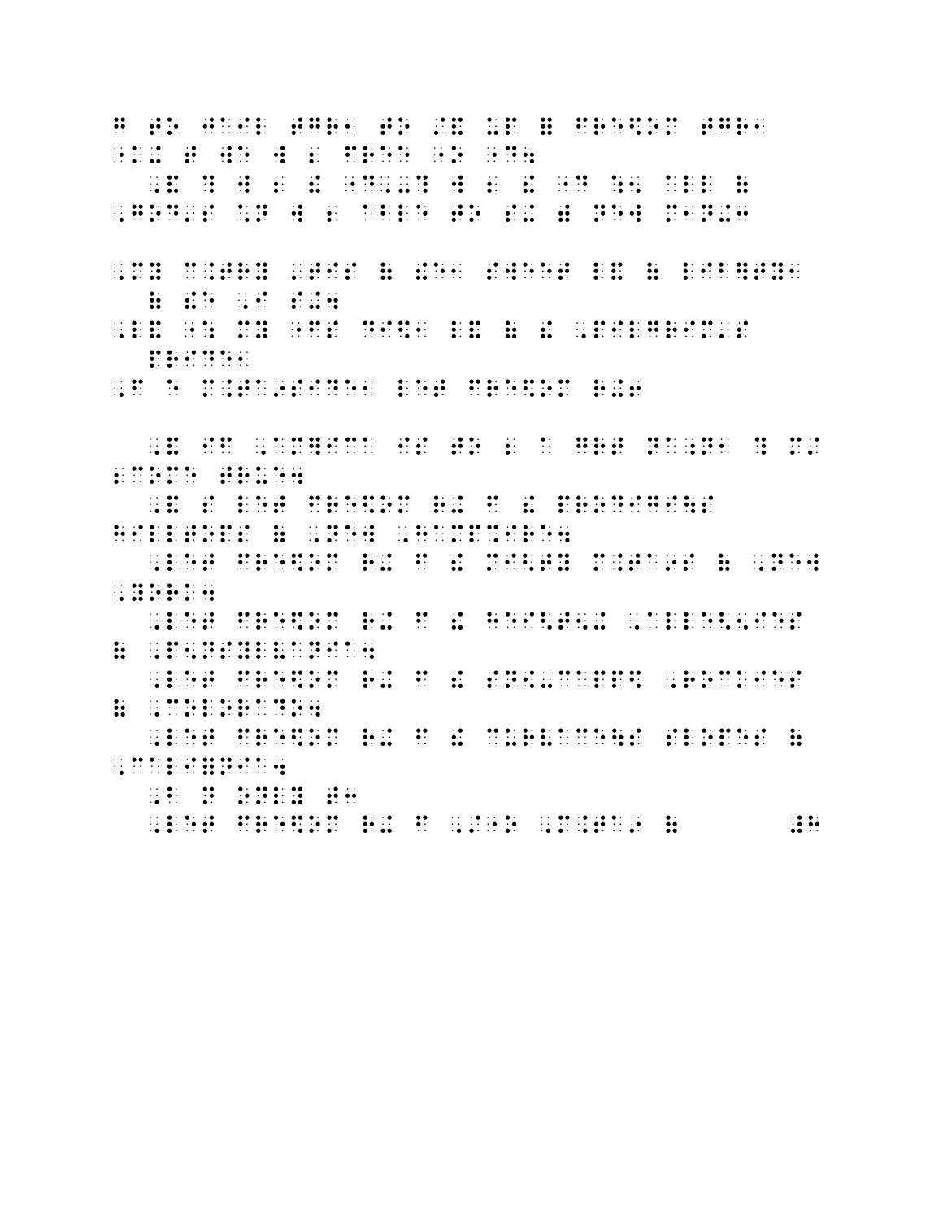G TO JAIL TGR1 TO /& UP = FRE\$OM TGR1  $\frac{1}{\sqrt{2}}$  for  $\frac{1}{\sqrt{2}}$  for  $\frac{1}{\sqrt{2}}$  for  $\frac{1}{\sqrt{2}}$  for  $\frac{1}{\sqrt{2}}$  for  $\frac{1}{\sqrt{2}}$  for  $\frac{1}{\sqrt{2}}$  for  $\frac{1}{\sqrt{2}}$  for  $\frac{1}{\sqrt{2}}$  for  $\frac{1}{\sqrt{2}}$  for  $\frac{1}{\sqrt{2}}$  for  $\frac{1}{\sqrt{2}}$  for  $\frac{1}{\sqrt{2}}$  for , 2008). And the state of the state of the state of the state of the state of the state of the state of the st<br>All (2008). And the state of the state of the state of the state of the state of the state of the state of th<br>A , GOD'S \*N W 2 ABLE TO SHOP AND A CHARLES TO SHOP A SAN AIR AN AIR AN AIR AN AIR AN AIR AN AIR AN AIR AN AIR A<br>God's formal and the state of the state of the state of the state of the state of the state of the state of th<br> ,MY C.TRY 'TIS ( !E1 SWEET L& ( LIB]TY1 ( !E ,I S+4 ,L& ": MY "FS DI\$1 L& ( ! ,PILGRIM'S **PRIDE** ,  $\frac{1}{2}$  ,  $\frac{1}{2}$  ,  $\frac{1}{2}$  ,  $\frac{1}{2}$  ,  $\frac{1}{2}$  ,  $\frac{1}{2}$  ,  $\frac{1}{2}$  ,  $\frac{1}{2}$  ,  $\frac{1}{2}$  ,  $\frac{1}{2}$  ,  $\frac{1}{2}$  ,  $\frac{1}{2}$  ,  $\frac{1}{2}$  ,  $\frac{1}{2}$  ,  $\frac{1}{2}$  ,  $\frac{1}{2}$  ,  $\frac{1}{2}$  ,  $\frac{1}{2}$  ,  $\frac$  ,& IF ,AM]ICA IS TO 2 A GRT NA;N1 ? M/ 2 COME TRUE4 COME TRUCK EN 1989 (1989)<br>20 Come True4 Come True4 Come True4 Come<br>20 Come True4 Come True4 Come True4 Come True4 ,& S LET FRE\$OM R+ F ! PRODIGI\S HILL OF REAL PROPERTY AND MANUFACTURE AND RELEASED ON A RELEASED FOR A SALE PARTICULAR COMPANY OF THE SALE PAR<br>HILL OF REAL PROPERTY AND MANUFACTURE AND RELEASED FOR A SALE PARTICULAR COMPANY OF THE SALE PARTICULAR COMPAN<br> , LET FRESH AND RESIDENT RESIDENCE AND RESIDENCE AS A REPORT OF THE RESIDENCE AND RESIDENCE AS A REPORT OF THE RESIDENCE AS A REPORT OF THE RESIDENCE AND RESIDENCE AS A REPORT OF THE RESIDENCE AND RESIDENCE AS A REPORT OF  $\frac{1}{2}$ ,  $\frac{1}{2}$ ,  $\frac{1}{2}$ ,  $\frac{1}{2}$ ,  $\frac{1}{2}$ ,  $\frac{1}{2}$ ,  $\frac{1}{2}$ ,  $\frac{1}{2}$ ,  $\frac{1}{2}$ , LET FRESOMEN TO THE FRESOMEN TO A RESOLUTION OF A RESOLUTION OF A RESOLUTION OF A RESOLUTION OF A RESOLUTION ( )  $\begin{array}{ccc} 0 & 0 & 0 & 0 & 0 \\ 0 & 0 & 0 & 0 \\ 0 & 0 & 0 & 0 \\ 0 & 0 & 0 & 0 \\ \end{array}$ , LET FRESH AND RESOLUTION OF RESOLUTION AND RESOLUTION OF RESOLUTION  $\mathcal{L}_1$ ( ,COLORADO4 ,LET FRE\$OM R+ F ! CURVACE\S SLOPES ( , CALIFORNIA (1988)<br>, CALIFORNIA (1988)<br>, CALIFORNIA (1988)<br>, CALIFORNIA (1988) ,B N ONLY T3 ,LET FRE\$OM R+ F ,/"O ,M.TA9 ( #H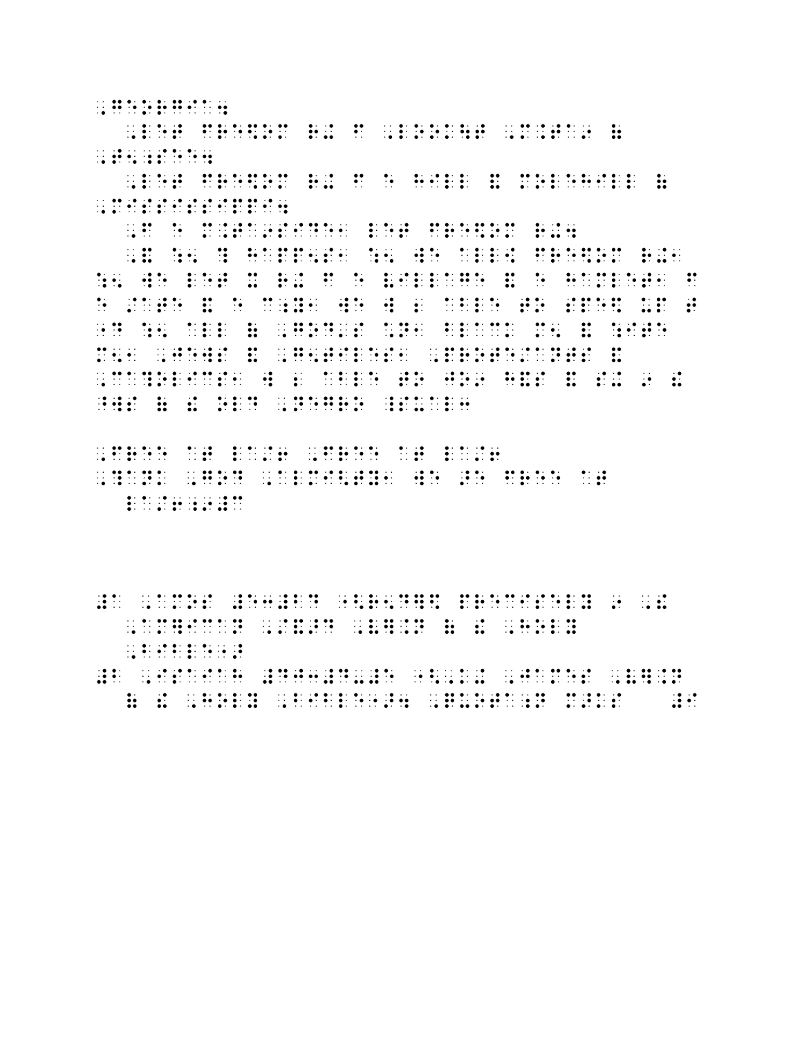$\frac{1}{2}$ ,  $\frac{1}{2}$ ,  $\frac{1}{2}$ ,  $\frac{1}{2}$ ,  $\frac{1}{2}$ ,  $\frac{1}{2}$ ,  $\frac{1}{2}$ ,  $\frac{1}{2}$ ,  $\frac{1}{2}$ ,  $\frac{1}{2}$ ,  $\frac{1}{2}$ ,  $\frac{1}{2}$ ,  $\frac{1}{2}$ ,  $\frac{1}{2}$ ,  $\frac{1}{2}$ ,  $\frac{1}{2}$ ,  $\frac{1}{2}$ ,  $\frac{1}{2}$ ,  $\frac{1}{2}$ ,  $\frac{1}{2}$ ,

, LET FRESH , LOOK , LOOK , LOOK , LOOK , LOOK , LOOK , LOOK , LOOK , LOOK , LOOK , LOOK , LOOK  $\frac{1}{2}$ ,  $\frac{1}{2}$ ,  $\frac{1}{2}$ ,  $\frac{1}{2}$ ,  $\frac{1}{2}$ ,  $\frac{1}{2}$ ,  $\frac{1}{2}$ ,  $\frac{1}{2}$ ,  $\frac{1}{2}$ ,  $\frac{1}{2}$ ,  $\frac{1}{2}$ 

, LET FRESH DE SOM DE SOM DE SOM DE SOM DE SOM DE SOM DE SOM DE SOM DE SOM DE SOM DE SOM DE SOM DE SOM DE SOM<br>LET FRESH DE SOM DE SOM DE SOM DE SOM DE SOM DE SOM DE SOM DE SOM DE SOM DE SOM DE SOM DE SOM DE SOM DE SOM D<br>LE , and the state of the state of the state of the state of the state of the state of the state of the state of the state of the state of the state of the state of the state of the state of the state of the state of the sta

, F E M. 1995 - DIA NORTH AN 1996 - DIA NORTH ANN AN 1997 - DIA NORTH AN INSTITUTION AND LOCAL ANN AN INSTITUT<br>The signal company of the signal property of the signal company of the signal property of the signal company o<br> , and the second component of the second control of the second component of the second component of the second<br>-5 Mars = 1980 = 1980 = 1980 = 1980 = 1980 = 1980 = 1980 = 1980 = 1980 = 1980 = 1980 = 1980 = 1980 = 1980 = 19 :5 WE LET THE RELEASE OF THE COMPANY OF THE RELEASE OF THE RELEASE OF THE RELEASE OF THE RELEASE OF THE RELEAS<br>The release of the release of the release of the release of the release of the release of the release of the r<br> E /ATE & E C;Y1 WE W 2 ABLE TO SPE\$ UP T "D : 5 ALL ( ,GOD'S \*N1 BLACK M5 ALL ( ) : 5 ALL ( ) : 5 ALL ( ) : 5 ALL ( ) : 5 ALL ( ) : 5 ALL ( ) : 5 ALL (<br>"D : 5 ALL ( ) : 5 ALL ( ) : 5 ALL ( ) : 5 ALL ( ) : 5 ALL ( ) : 5 ALL ( ) : 5 ALL ( ) : 5 ALL ( ) : 5 ALL ( ) M51 ,JEWS & ,G5TILES , M51 ,JEWS & ,G5TILES , M51 ,JEWS & ,G5TILES  $\sim$  ,  $\sim$  ,  $\sim$  ,  $\sim$  ,  $\sim$  ,  $\sim$  ,  $\sim$  ,  $\sim$  ,  $\sim$  ,  $\sim$  ,  $\sim$  ,  $\sim$  ,  $\sim$  ,  $\sim$  ,  $\sim$  ,  $\sim$  ,  $\sim$  ,  $\sim$  ,  $\sim$  ,  $\sim$  ,  $\sim$  ,  $\sim$  ,  $\sim$  ,  $\sim$  ,  $\sim$  ,  $\sim$  ,  $\sim$  ,  $\sim$  ,  $\sim$  ,  $\sim$  ,  $\sim$  ,  $\sim$  $\frac{1}{2}$  (  $\frac{1}{2}$  (  $\frac{1}{2}$  (  $\frac{1}{2}$  )  $\frac{1}{2}$  (  $\frac{1}{2}$  )  $\frac{1}{2}$  ( $\frac{1}{2}$  )  $\frac{1}{2}$  ( $\frac{1}{2}$  )  $\frac{1}{2}$  ( $\frac{1}{2}$  )  $\frac{1}{2}$  ( $\frac{1}{2}$  )  $\frac{1}{2}$  ( $\frac{1}{2}$  )  $\frac{1}{2}$  ( $\frac{1}{2}$  )  $\frac{1}{2}$  (

, FREE AT LA/6 , FREE AT LA/6 , AND THE EXPLORER OF THE EXPLORER OF THE EXPLORER OF THE EXPLORER OF THE EXPLOR<br>The Explorer State At Language At Language At Language At Language At Language At Language At Language At Lan<br>T , which is a set of the set of the set of the set of the set of the set of the set of the set of the set of the set of the set of the set of the set of the set of the set of the set of the set of the set of the set of the LA COME COME COME COM

#A ,AMOS #E3#BD "<R5D]\$ PRECISELY 9 ,! , AM ICAN , AM ICAN , AM ICAN , AM ICAN , AM ICAN , AM ICAN , AM ICAN , AM ICAN , AM ICAN , AM ICAN , AM ICAN <br>The company of the company of the company of the company of the company of the company of the company of the c ,  $B$  ,  $B$  ,  $B$  ,  $B$  ,  $B$  ,  $B$  ,  $B$  ,  $B$  ,  $B$  ,  $B$  ,  $B$  ,  $B$  ,  $B$  ,  $B$  ,  $B$  ,  $B$  ,  $B$  ,  $B$  ,  $B$  ,  $B$  ,  $B$  ,  $B$  ,  $B$  ,  $B$  ,  $B$  ,  $B$  ,  $B$  ,  $B$  ,  $B$  ,  $B$  ,  $B$  ,  $B$  ,  $B$  ,  $B$  ,  $B$  ,  $B$  ,  $B$ 

#B ,ISAIAH #DJ3#D-#E "<,K+ ,JAMES ,V].N (  $\overline{10}$  ,  $\overline{10}$  ,  $\overline{10}$  ,  $\overline{10}$  ,  $\overline{10}$  ,  $\overline{10}$  ,  $\overline{10}$  ,  $\overline{10}$  ,  $\overline{10}$  ,  $\overline{10}$  ,  $\overline{10}$  ,  $\overline{10}$  ,  $\overline{10}$  ,  $\overline{10}$  ,  $\overline{10}$  ,  $\overline{10}$  ,  $\overline{10}$  ,  $\overline{10}$  ,  $\over$